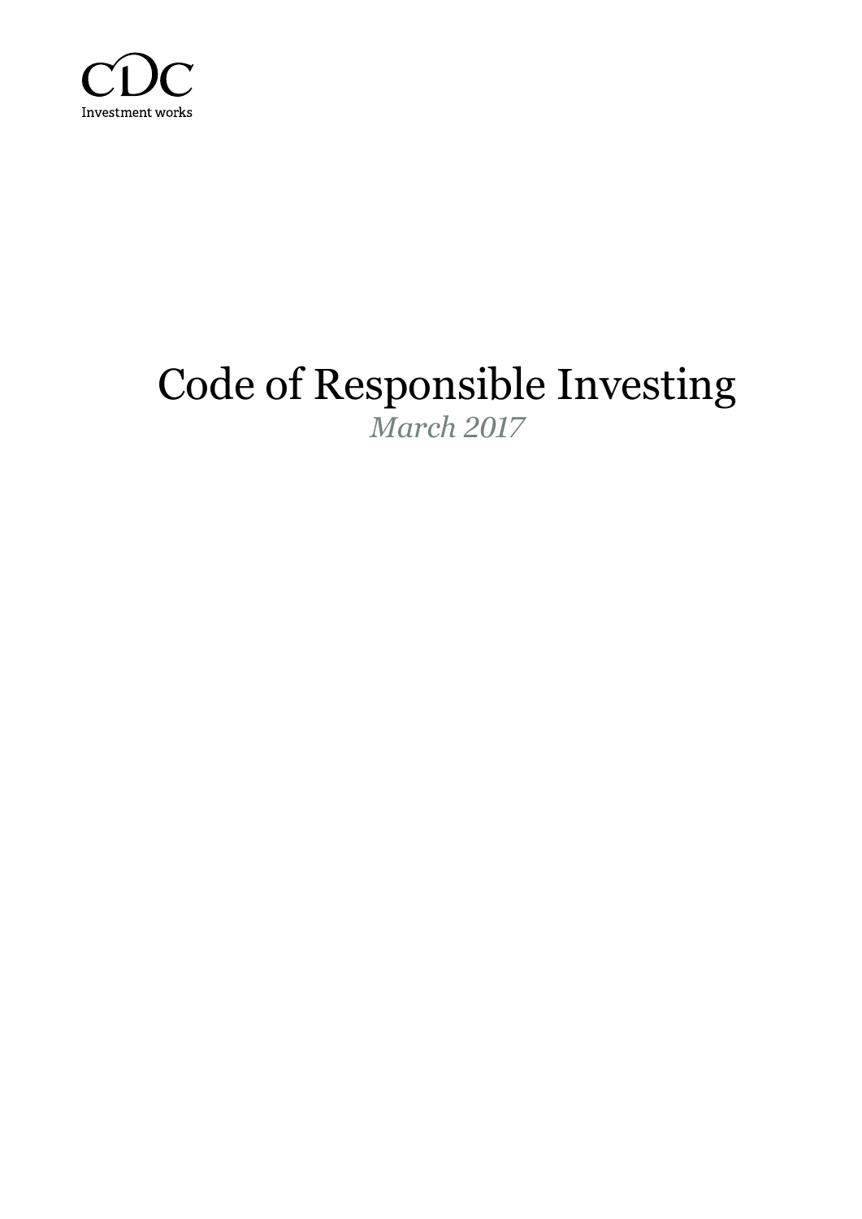CDC

Investment works

# Code of Responsible Investing

*March 2017*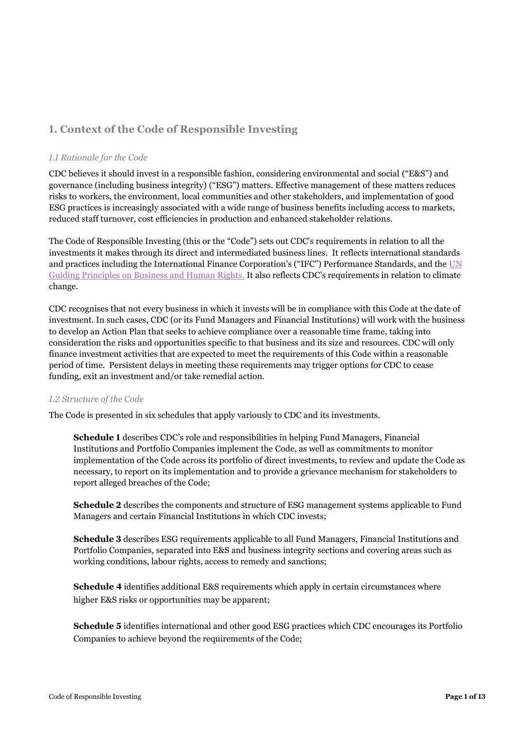## 1. Context of the Code of Responsible Investing

### *1.1 Rationale for the Code*

CDC believes it should invest in a responsible fashion, considering environmental and social ("E&S") and governance (including business integrity) ("ESG") matters. Effective management of these matters reduces risks to workers, the environment, local communities and other stakeholders, and implementation of good ESG practices is increasingly associated with a wide range of business benefits including access to markets, reduced staff turnover, cost efficiencies in production and enhanced stakeholder relations.

The Code of Responsible Investing (this or the "Code") sets out CDC's requirements in relation to all the investments it makes through its direct and intermediated business lines. It reflects international standards and practices including the International Finance Corporation's ("IFC") Performance Standards, and the UN Guiding Principles on Business and Human Rights. It also reflects CDC's requirements in relation to climate change.

CDC recognises that not every business in which it invests will be in compliance with this Code at the date of investment. In such cases, CDC (or its Fund Managers and Financial Institutions) will work with the business to develop an Action Plan that seeks to achieve compliance over a reasonable time frame, taking into consideration the risks and opportunities specific to that business and its size and resources. CDC will only finance investment activities that are expected to meet the requirements of this Code within a reasonable period of time. Persistent delays in meeting these requirements may trigger options for CDC to cease funding, exit an investment and/or take remedial action.

### *1.2 Structure of the Code*

The Code is presented in six schedules that apply variously to CDC and its investments.

> **Schedule 1** describes CDC's role and responsibilities in helping Fund Managers, Financial Institutions and Portfolio Companies implement the Code, as well as commitments to monitor implementation of the Code across its portfolio of direct investments, to review and update the Code as necessary, to report on its implementation and to provide a grievance mechanism for stakeholders to report alleged breaches of the Code;
>
> **Schedule 2** describes the components and structure of ESG management systems applicable to Fund Managers and certain Financial Institutions in which CDC invests;
>
> **Schedule 3** describes ESG requirements applicable to all Fund Managers, Financial Institutions and Portfolio Companies, separated into E&S and business integrity sections and covering areas such as working conditions, labour rights, access to remedy and sanctions;
>
> **Schedule 4** identifies additional E&S requirements which apply in certain circumstances where higher E&S risks or opportunities may be apparent;
>
> **Schedule 5** identifies international and other good ESG practices which CDC encourages its Portfolio Companies to achieve beyond the requirements of the Code;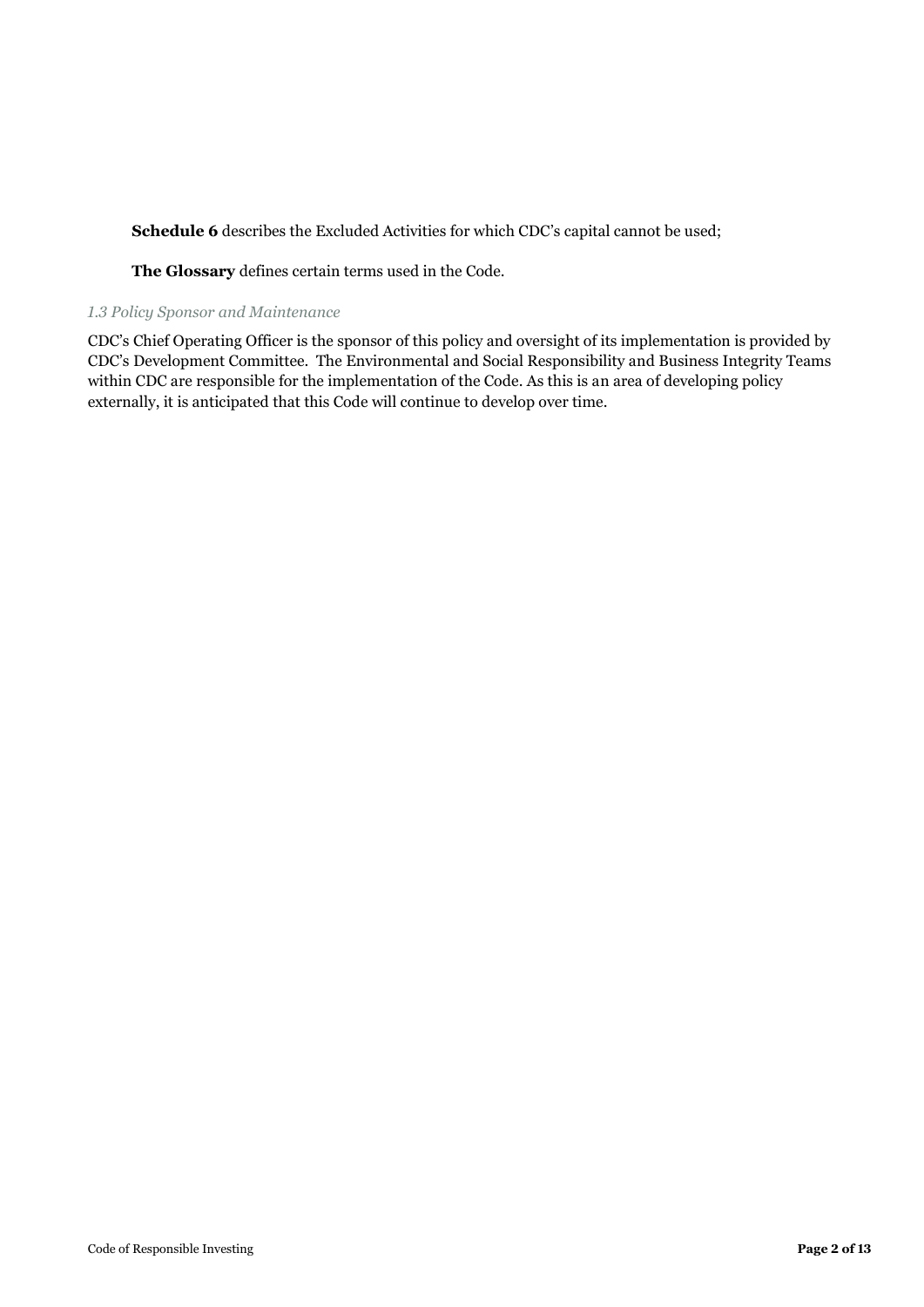**Schedule 6** describes the Excluded Activities for which CDC's capital cannot be used;

**The Glossary** defines certain terms used in the Code.

### *1.3 Policy Sponsor and Maintenance*

CDC's Chief Operating Officer is the sponsor of this policy and oversight of its implementation is provided by CDC's Development Committee. The Environmental and Social Responsibility and Business Integrity Teams within CDC are responsible for the implementation of the Code. As this is an area of developing policy externally, it is anticipated that this Code will continue to develop over time.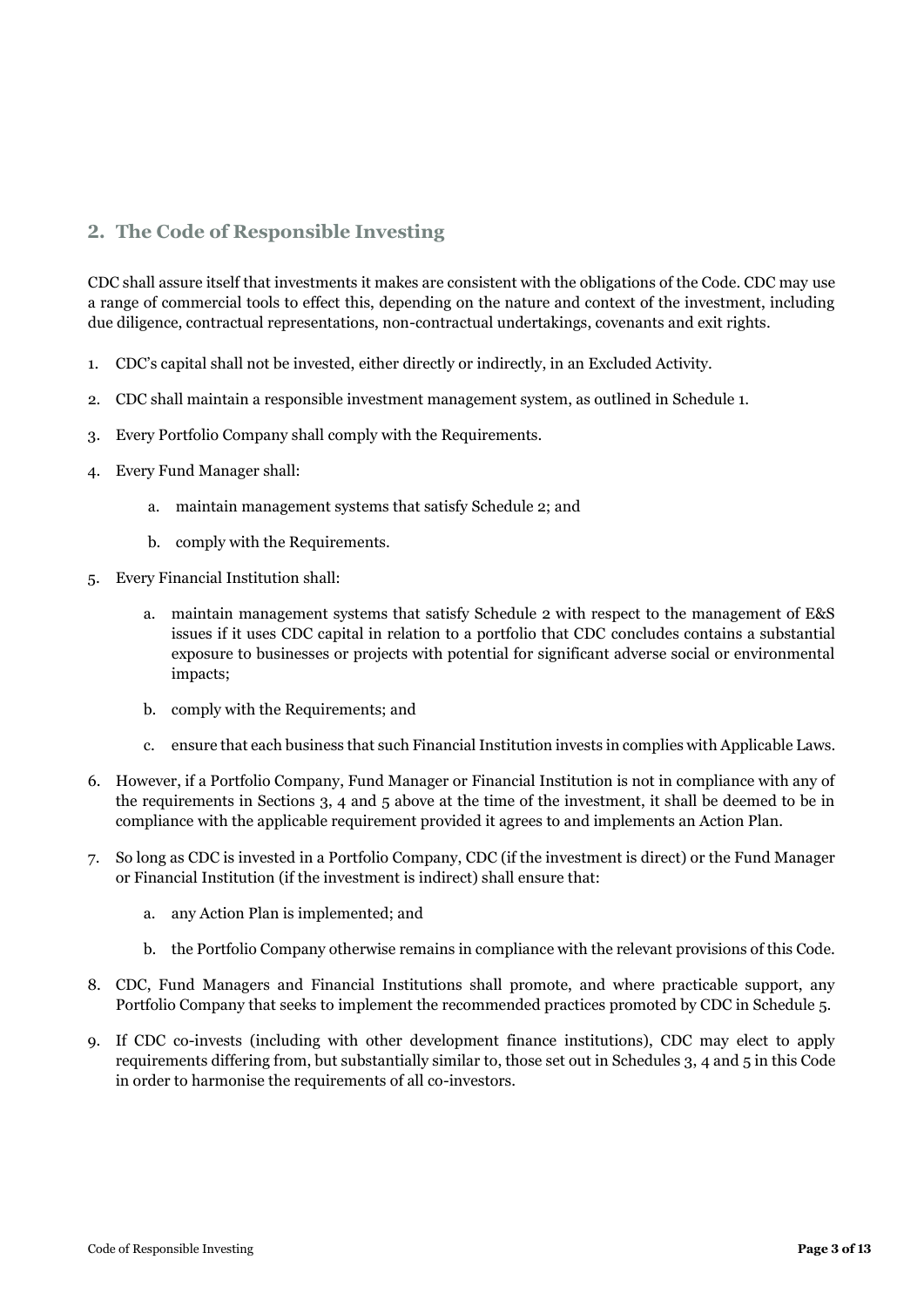## 2. The Code of Responsible Investing

CDC shall assure itself that investments it makes are consistent with the obligations of the Code. CDC may use a range of commercial tools to effect this, depending on the nature and context of the investment, including due diligence, contractual representations, non-contractual undertakings, covenants and exit rights.

1. CDC's capital shall not be invested, either directly or indirectly, in an Excluded Activity.
2. CDC shall maintain a responsible investment management system, as outlined in Schedule 1.
3. Every Portfolio Company shall comply with the Requirements.
4. Every Fund Manager shall:
    a. maintain management systems that satisfy Schedule 2; and
    b. comply with the Requirements.
5. Every Financial Institution shall:
    a. maintain management systems that satisfy Schedule 2 with respect to the management of E&S issues if it uses CDC capital in relation to a portfolio that CDC concludes contains a substantial exposure to businesses or projects with potential for significant adverse social or environmental impacts;
    b. comply with the Requirements; and
    c. ensure that each business that such Financial Institution invests in complies with Applicable Laws.
6. However, if a Portfolio Company, Fund Manager or Financial Institution is not in compliance with any of the requirements in Sections 3, 4 and 5 above at the time of the investment, it shall be deemed to be in compliance with the applicable requirement provided it agrees to and implements an Action Plan.
7. So long as CDC is invested in a Portfolio Company, CDC (if the investment is direct) or the Fund Manager or Financial Institution (if the investment is indirect) shall ensure that:
    a. any Action Plan is implemented; and
    b. the Portfolio Company otherwise remains in compliance with the relevant provisions of this Code.
8. CDC, Fund Managers and Financial Institutions shall promote, and where practicable support, any Portfolio Company that seeks to implement the recommended practices promoted by CDC in Schedule 5.
9. If CDC co-invests (including with other development finance institutions), CDC may elect to apply requirements differing from, but substantially similar to, those set out in Schedules 3, 4 and 5 in this Code in order to harmonise the requirements of all co-investors.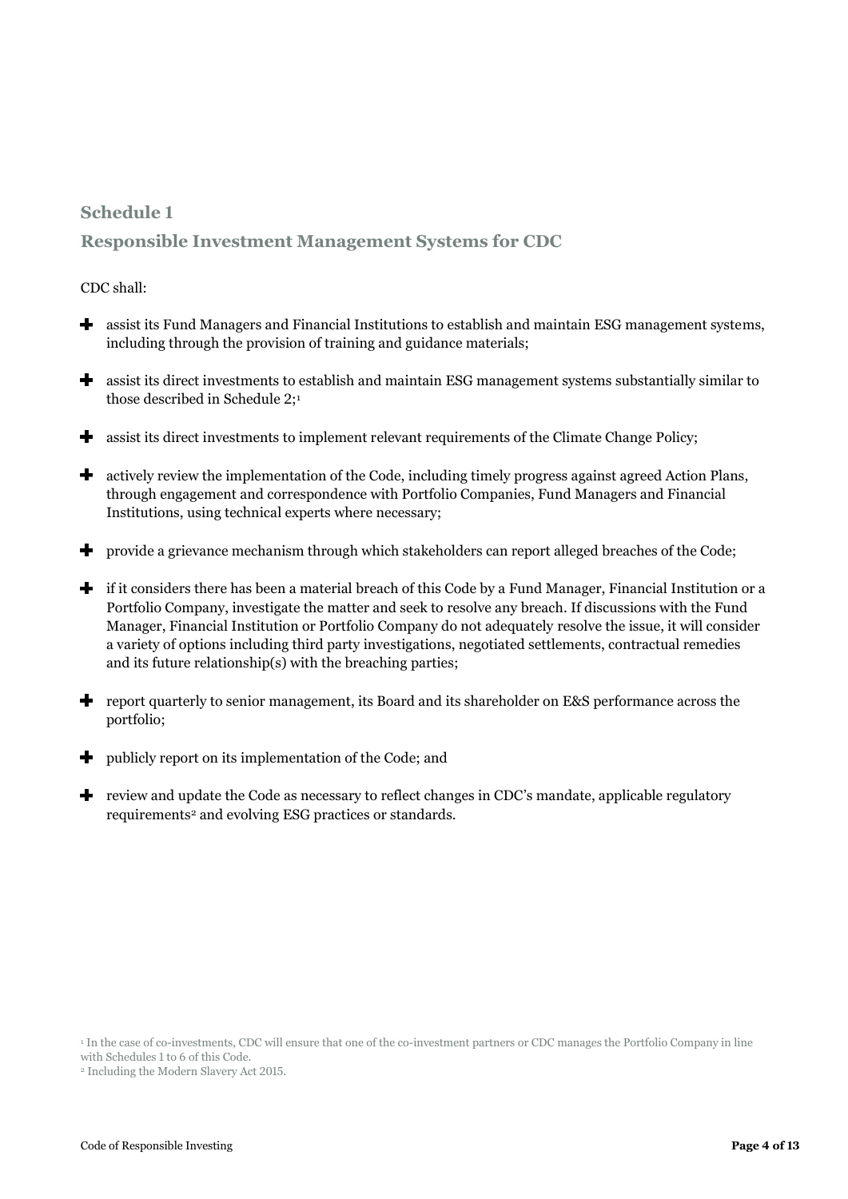## Schedule 1

## Responsible Investment Management Systems for CDC

CDC shall:

- assist its Fund Managers and Financial Institutions to establish and maintain ESG management systems, including through the provision of training and guidance materials;
- assist its direct investments to establish and maintain ESG management systems substantially similar to those described in Schedule 2;[1]
- assist its direct investments to implement relevant requirements of the Climate Change Policy;
- actively review the implementation of the Code, including timely progress against agreed Action Plans, through engagement and correspondence with Portfolio Companies, Fund Managers and Financial Institutions, using technical experts where necessary;
- provide a grievance mechanism through which stakeholders can report alleged breaches of the Code;
- if it considers there has been a material breach of this Code by a Fund Manager, Financial Institution or a Portfolio Company, investigate the matter and seek to resolve any breach. If discussions with the Fund Manager, Financial Institution or Portfolio Company do not adequately resolve the issue, it will consider a variety of options including third party investigations, negotiated settlements, contractual remedies and its future relationship(s) with the breaching parties;
- report quarterly to senior management, its Board and its shareholder on E&S performance across the portfolio;
- publicly report on its implementation of the Code; and
- review and update the Code as necessary to reflect changes in CDC's mandate, applicable regulatory requirements[2] and evolving ESG practices or standards.

[1] In the case of co-investments, CDC will ensure that one of the co-investment partners or CDC manages the Portfolio Company in line with Schedules 1 to 6 of this Code.

[2] Including the Modern Slavery Act 2015.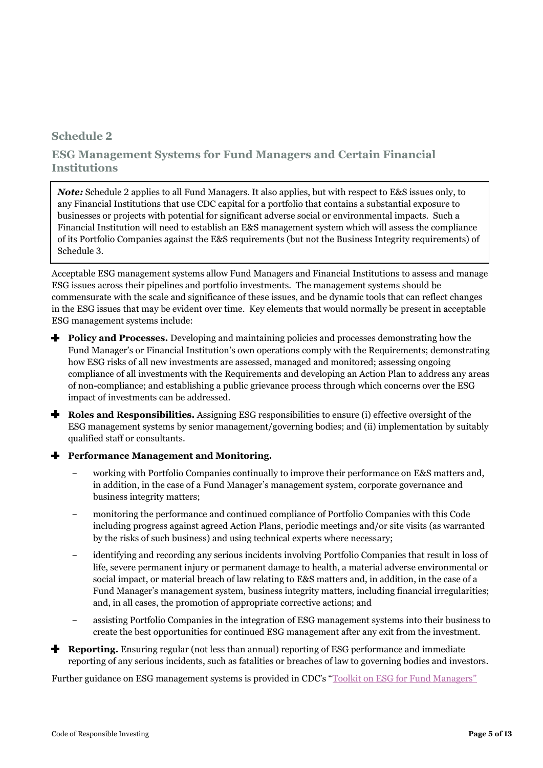## Schedule 2

## ESG Management Systems for Fund Managers and Certain Financial Institutions

> ***Note:*** Schedule 2 applies to all Fund Managers. It also applies, but with respect to E&S issues only, to any Financial Institutions that use CDC capital for a portfolio that contains a substantial exposure to businesses or projects with potential for significant adverse social or environmental impacts. Such a Financial Institution will need to establish an E&S management system which will assess the compliance of its Portfolio Companies against the E&S requirements (but not the Business Integrity requirements) of Schedule 3.

Acceptable ESG management systems allow Fund Managers and Financial Institutions to assess and manage ESG issues across their pipelines and portfolio investments. The management systems should be commensurate with the scale and significance of these issues, and be dynamic tools that can reflect changes in the ESG issues that may be evident over time. Key elements that would normally be present in acceptable ESG management systems include:

- **Policy and Processes.** Developing and maintaining policies and processes demonstrating how the Fund Manager's or Financial Institution's own operations comply with the Requirements; demonstrating how ESG risks of all new investments are assessed, managed and monitored; assessing ongoing compliance of all investments with the Requirements and developing an Action Plan to address any areas of non-compliance; and establishing a public grievance process through which concerns over the ESG impact of investments can be addressed.
- **Roles and Responsibilities.** Assigning ESG responsibilities to ensure (i) effective oversight of the ESG management systems by senior management/governing bodies; and (ii) implementation by suitably qualified staff or consultants.
- **Performance Management and Monitoring.**
  - working with Portfolio Companies continually to improve their performance on E&S matters and, in addition, in the case of a Fund Manager's management system, corporate governance and business integrity matters;
  - monitoring the performance and continued compliance of Portfolio Companies with this Code including progress against agreed Action Plans, periodic meetings and/or site visits (as warranted by the risks of such business) and using technical experts where necessary;
  - identifying and recording any serious incidents involving Portfolio Companies that result in loss of life, severe permanent injury or permanent damage to health, a material adverse environmental or social impact, or material breach of law relating to E&S matters and, in addition, in the case of a Fund Manager's management system, business integrity matters, including financial irregularities; and, in all cases, the promotion of appropriate corrective actions; and
  - assisting Portfolio Companies in the integration of ESG management systems into their business to create the best opportunities for continued ESG management after any exit from the investment.
- **Reporting.** Ensuring regular (not less than annual) reporting of ESG performance and immediate reporting of any serious incidents, such as fatalities or breaches of law to governing bodies and investors.

Further guidance on ESG management systems is provided in CDC's "Toolkit on ESG for Fund Managers"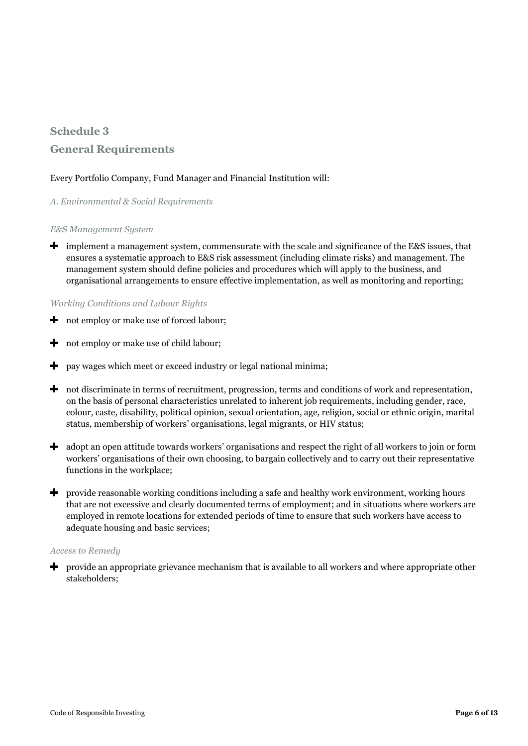## Schedule 3

## General Requirements

Every Portfolio Company, Fund Manager and Financial Institution will:

*A. Environmental & Social Requirements*

*E&S Management System*

- implement a management system, commensurate with the scale and significance of the E&S issues, that ensures a systematic approach to E&S risk assessment (including climate risks) and management. The management system should define policies and procedures which will apply to the business, and organisational arrangements to ensure effective implementation, as well as monitoring and reporting;

*Working Conditions and Labour Rights*

- not employ or make use of forced labour;
- not employ or make use of child labour;
- pay wages which meet or exceed industry or legal national minima;
- not discriminate in terms of recruitment, progression, terms and conditions of work and representation, on the basis of personal characteristics unrelated to inherent job requirements, including gender, race, colour, caste, disability, political opinion, sexual orientation, age, religion, social or ethnic origin, marital status, membership of workers' organisations, legal migrants, or HIV status;
- adopt an open attitude towards workers' organisations and respect the right of all workers to join or form workers' organisations of their own choosing, to bargain collectively and to carry out their representative functions in the workplace;
- provide reasonable working conditions including a safe and healthy work environment, working hours that are not excessive and clearly documented terms of employment; and in situations where workers are employed in remote locations for extended periods of time to ensure that such workers have access to adequate housing and basic services;

*Access to Remedy*

- provide an appropriate grievance mechanism that is available to all workers and where appropriate other stakeholders;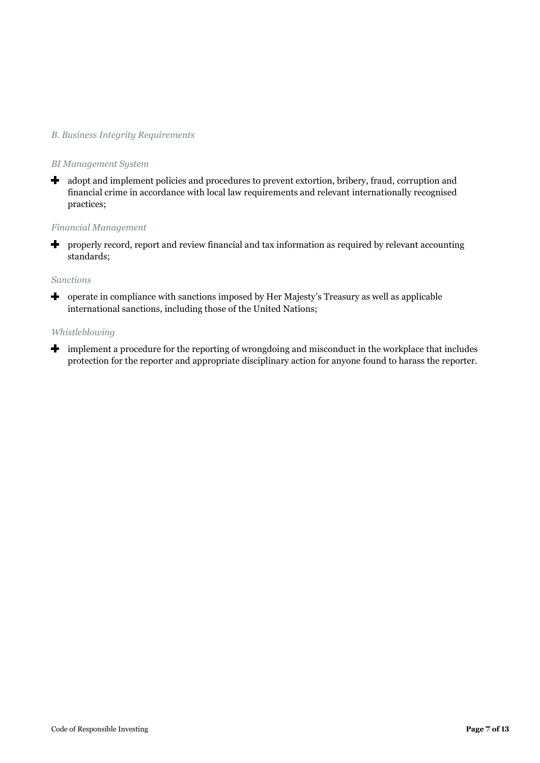*B. Business Integrity Requirements*

*BI Management System*

- adopt and implement policies and procedures to prevent extortion, bribery, fraud, corruption and financial crime in accordance with local law requirements and relevant internationally recognised practices;

*Financial Management*

- properly record, report and review financial and tax information as required by relevant accounting standards;

*Sanctions*

- operate in compliance with sanctions imposed by Her Majesty's Treasury as well as applicable international sanctions, including those of the United Nations;

*Whistleblowing*

- implement a procedure for the reporting of wrongdoing and misconduct in the workplace that includes protection for the reporter and appropriate disciplinary action for anyone found to harass the reporter.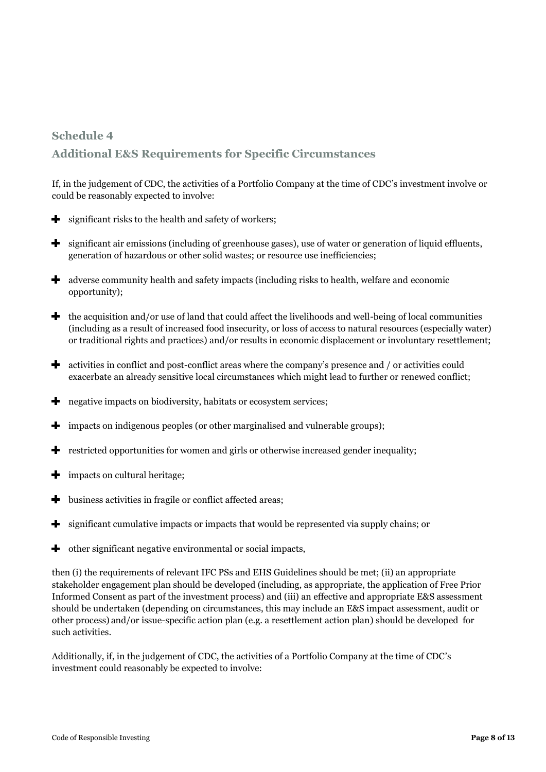## Schedule 4

## Additional E&S Requirements for Specific Circumstances

If, in the judgement of CDC, the activities of a Portfolio Company at the time of CDC's investment involve or could be reasonably expected to involve:

- significant risks to the health and safety of workers;
- significant air emissions (including of greenhouse gases), use of water or generation of liquid effluents, generation of hazardous or other solid wastes; or resource use inefficiencies;
- adverse community health and safety impacts (including risks to health, welfare and economic opportunity);
- the acquisition and/or use of land that could affect the livelihoods and well-being of local communities (including as a result of increased food insecurity, or loss of access to natural resources (especially water) or traditional rights and practices) and/or results in economic displacement or involuntary resettlement;
- activities in conflict and post-conflict areas where the company's presence and / or activities could exacerbate an already sensitive local circumstances which might lead to further or renewed conflict;
- negative impacts on biodiversity, habitats or ecosystem services;
- impacts on indigenous peoples (or other marginalised and vulnerable groups);
- restricted opportunities for women and girls or otherwise increased gender inequality;
- impacts on cultural heritage;
- business activities in fragile or conflict affected areas;
- significant cumulative impacts or impacts that would be represented via supply chains; or
- other significant negative environmental or social impacts,

then (i) the requirements of relevant IFC PSs and EHS Guidelines should be met; (ii) an appropriate stakeholder engagement plan should be developed (including, as appropriate, the application of Free Prior Informed Consent as part of the investment process) and (iii) an effective and appropriate E&S assessment should be undertaken (depending on circumstances, this may include an E&S impact assessment, audit or other process) and/or issue-specific action plan (e.g. a resettlement action plan) should be developed for such activities.

Additionally, if, in the judgement of CDC, the activities of a Portfolio Company at the time of CDC's investment could reasonably be expected to involve: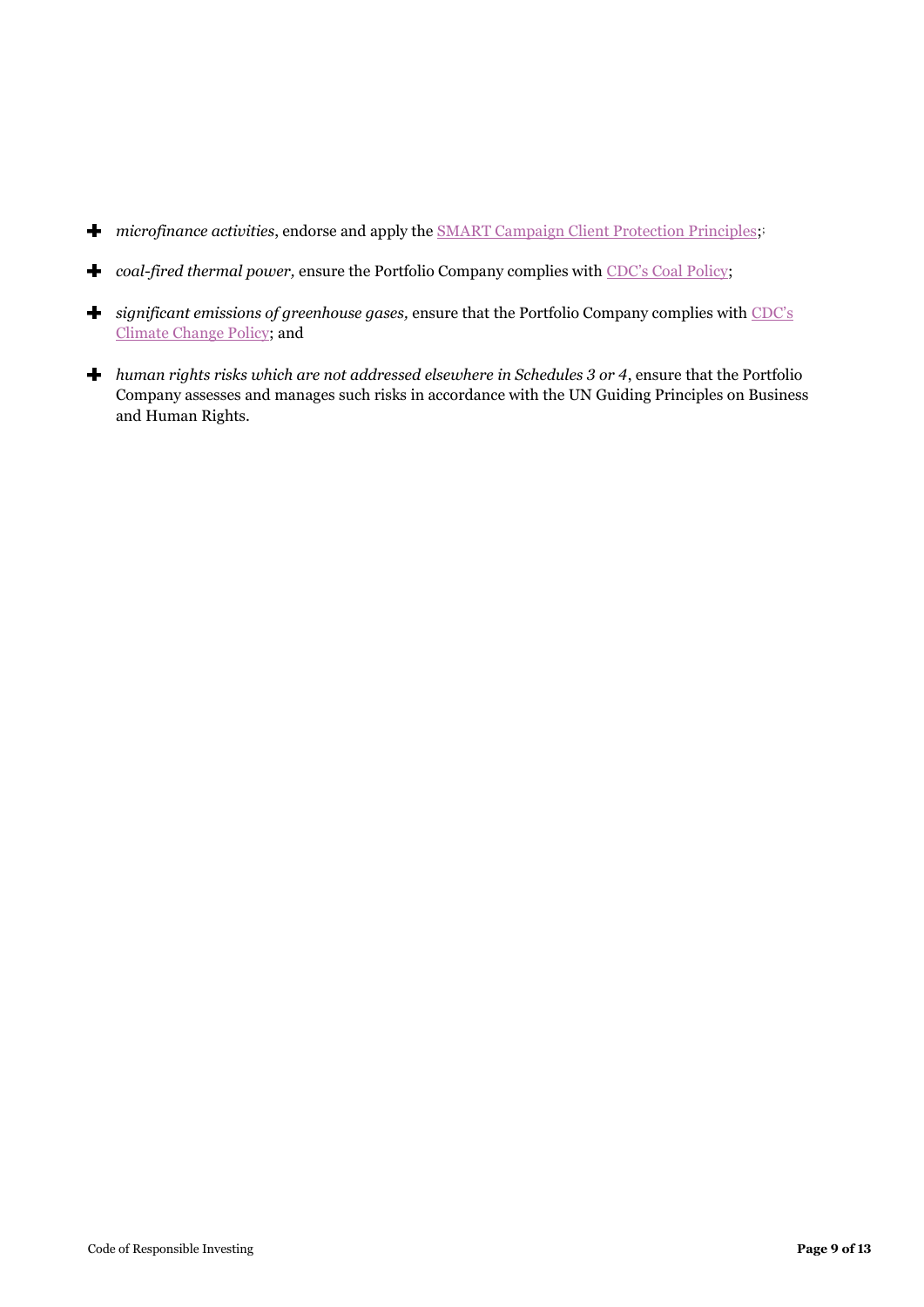- *microfinance activities*, endorse and apply the SMART Campaign Client Protection Principles;
- *coal-fired thermal power,* ensure the Portfolio Company complies with CDC's Coal Policy;
- *significant emissions of greenhouse gases,* ensure that the Portfolio Company complies with CDC's Climate Change Policy; and
- *human rights risks which are not addressed elsewhere in Schedules 3 or 4*, ensure that the Portfolio Company assesses and manages such risks in accordance with the UN Guiding Principles on Business and Human Rights.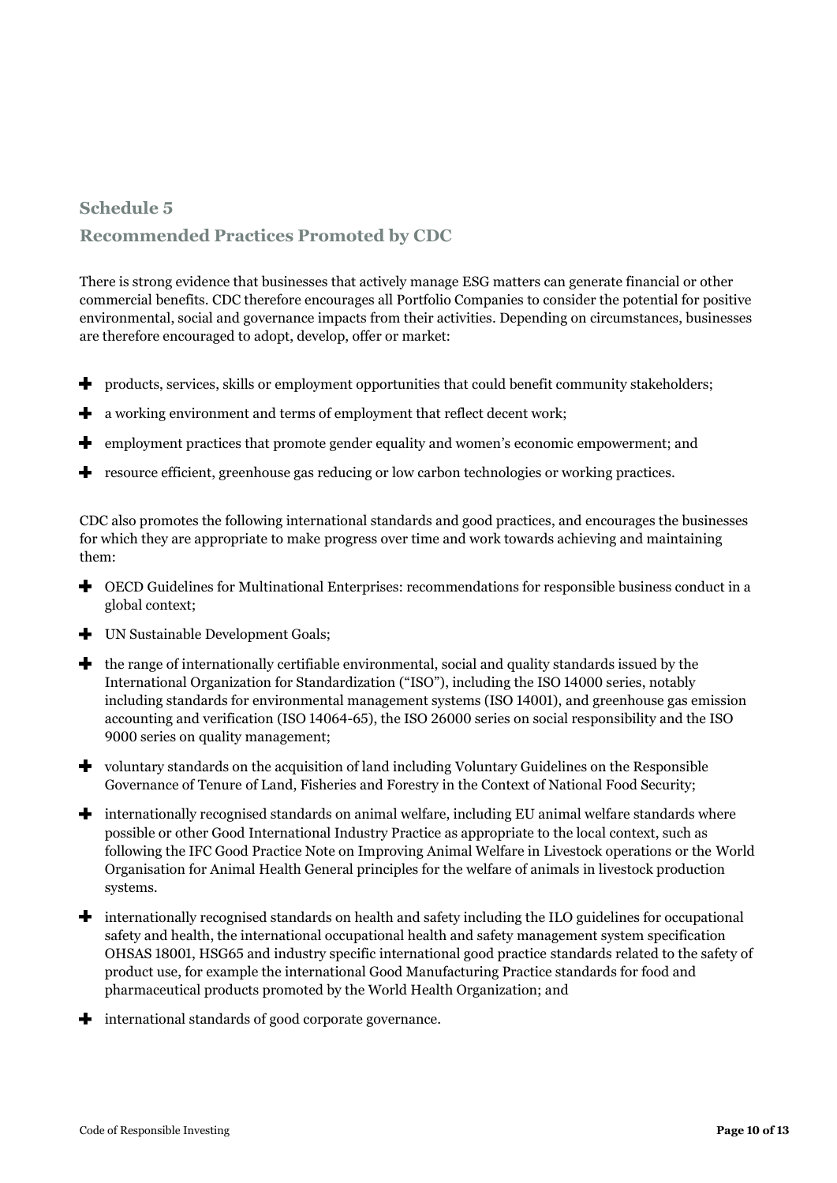## Schedule 5

## Recommended Practices Promoted by CDC

There is strong evidence that businesses that actively manage ESG matters can generate financial or other commercial benefits. CDC therefore encourages all Portfolio Companies to consider the potential for positive environmental, social and governance impacts from their activities. Depending on circumstances, businesses are therefore encouraged to adopt, develop, offer or market:

- products, services, skills or employment opportunities that could benefit community stakeholders;
- a working environment and terms of employment that reflect decent work;
- employment practices that promote gender equality and women's economic empowerment; and
- resource efficient, greenhouse gas reducing or low carbon technologies or working practices.

CDC also promotes the following international standards and good practices, and encourages the businesses for which they are appropriate to make progress over time and work towards achieving and maintaining them:

- OECD Guidelines for Multinational Enterprises: recommendations for responsible business conduct in a global context;
- UN Sustainable Development Goals;
- the range of internationally certifiable environmental, social and quality standards issued by the International Organization for Standardization ("ISO"), including the ISO 14000 series, notably including standards for environmental management systems (ISO 14001), and greenhouse gas emission accounting and verification (ISO 14064-65), the ISO 26000 series on social responsibility and the ISO 9000 series on quality management;
- voluntary standards on the acquisition of land including Voluntary Guidelines on the Responsible Governance of Tenure of Land, Fisheries and Forestry in the Context of National Food Security;
- internationally recognised standards on animal welfare, including EU animal welfare standards where possible or other Good International Industry Practice as appropriate to the local context, such as following the IFC Good Practice Note on Improving Animal Welfare in Livestock operations or the World Organisation for Animal Health General principles for the welfare of animals in livestock production systems.
- internationally recognised standards on health and safety including the ILO guidelines for occupational safety and health, the international occupational health and safety management system specification OHSAS 18001, HSG65 and industry specific international good practice standards related to the safety of product use, for example the international Good Manufacturing Practice standards for food and pharmaceutical products promoted by the World Health Organization; and
- international standards of good corporate governance.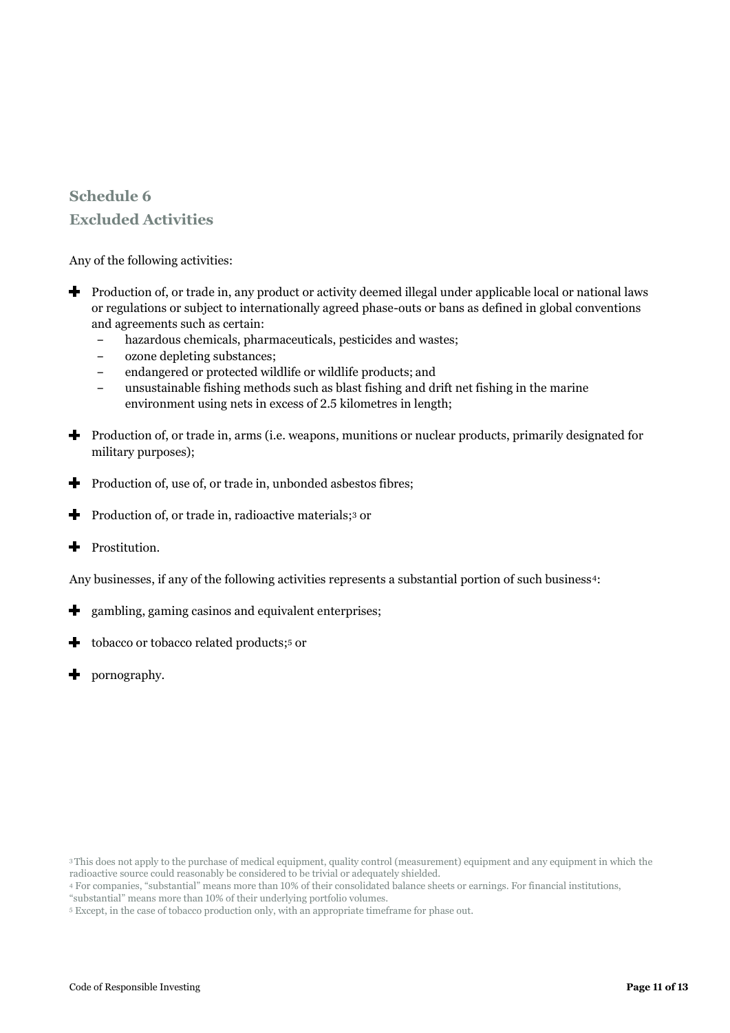## Schedule 6
## Excluded Activities

Any of the following activities:

- Production of, or trade in, any product or activity deemed illegal under applicable local or national laws or regulations or subject to internationally agreed phase-outs or bans as defined in global conventions and agreements such as certain:
  - hazardous chemicals, pharmaceuticals, pesticides and wastes;
  - ozone depleting substances;
  - endangered or protected wildlife or wildlife products; and
  - unsustainable fishing methods such as blast fishing and drift net fishing in the marine environment using nets in excess of 2.5 kilometres in length;
- Production of, or trade in, arms (i.e. weapons, munitions or nuclear products, primarily designated for military purposes);
- Production of, use of, or trade in, unbonded asbestos fibres;
- Production of, or trade in, radioactive materials;[3] or
- Prostitution.

Any businesses, if any of the following activities represents a substantial portion of such business[4]:

- gambling, gaming casinos and equivalent enterprises;
- tobacco or tobacco related products;[5] or
- pornography.

---

[3] This does not apply to the purchase of medical equipment, quality control (measurement) equipment and any equipment in which the radioactive source could reasonably be considered to be trivial or adequately shielded.

[4] For companies, "substantial" means more than 10% of their consolidated balance sheets or earnings. For financial institutions, "substantial" means more than 10% of their underlying portfolio volumes.

[5] Except, in the case of tobacco production only, with an appropriate timeframe for phase out.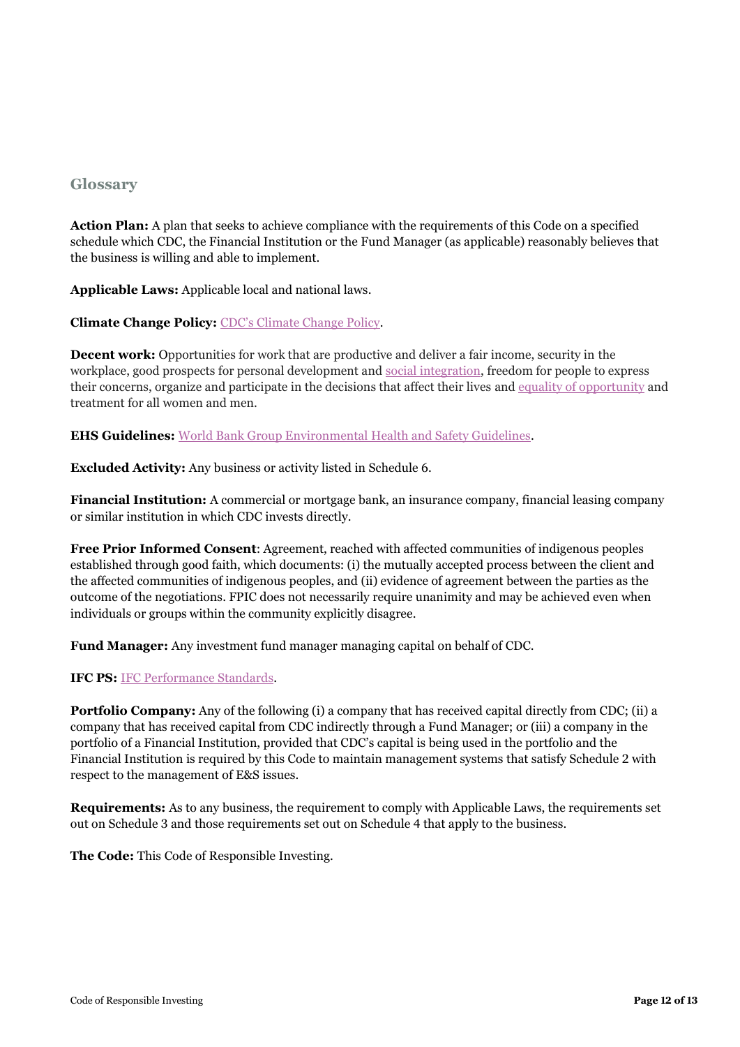## Glossary

**Action Plan:** A plan that seeks to achieve compliance with the requirements of this Code on a specified schedule which CDC, the Financial Institution or the Fund Manager (as applicable) reasonably believes that the business is willing and able to implement.

**Applicable Laws:** Applicable local and national laws.

**Climate Change Policy:** CDC's Climate Change Policy.

**Decent work:** Opportunities for work that are productive and deliver a fair income, security in the workplace, good prospects for personal development and social integration, freedom for people to express their concerns, organize and participate in the decisions that affect their lives and equality of opportunity and treatment for all women and men.

**EHS Guidelines:** World Bank Group Environmental Health and Safety Guidelines.

**Excluded Activity:** Any business or activity listed in Schedule 6.

**Financial Institution:** A commercial or mortgage bank, an insurance company, financial leasing company or similar institution in which CDC invests directly.

**Free Prior Informed Consent**: Agreement, reached with affected communities of indigenous peoples established through good faith, which documents: (i) the mutually accepted process between the client and the affected communities of indigenous peoples, and (ii) evidence of agreement between the parties as the outcome of the negotiations. FPIC does not necessarily require unanimity and may be achieved even when individuals or groups within the community explicitly disagree.

**Fund Manager:** Any investment fund manager managing capital on behalf of CDC.

**IFC PS:** IFC Performance Standards.

**Portfolio Company:** Any of the following (i) a company that has received capital directly from CDC; (ii) a company that has received capital from CDC indirectly through a Fund Manager; or (iii) a company in the portfolio of a Financial Institution, provided that CDC's capital is being used in the portfolio and the Financial Institution is required by this Code to maintain management systems that satisfy Schedule 2 with respect to the management of E&S issues.

**Requirements:** As to any business, the requirement to comply with Applicable Laws, the requirements set out on Schedule 3 and those requirements set out on Schedule 4 that apply to the business.

**The Code:** This Code of Responsible Investing.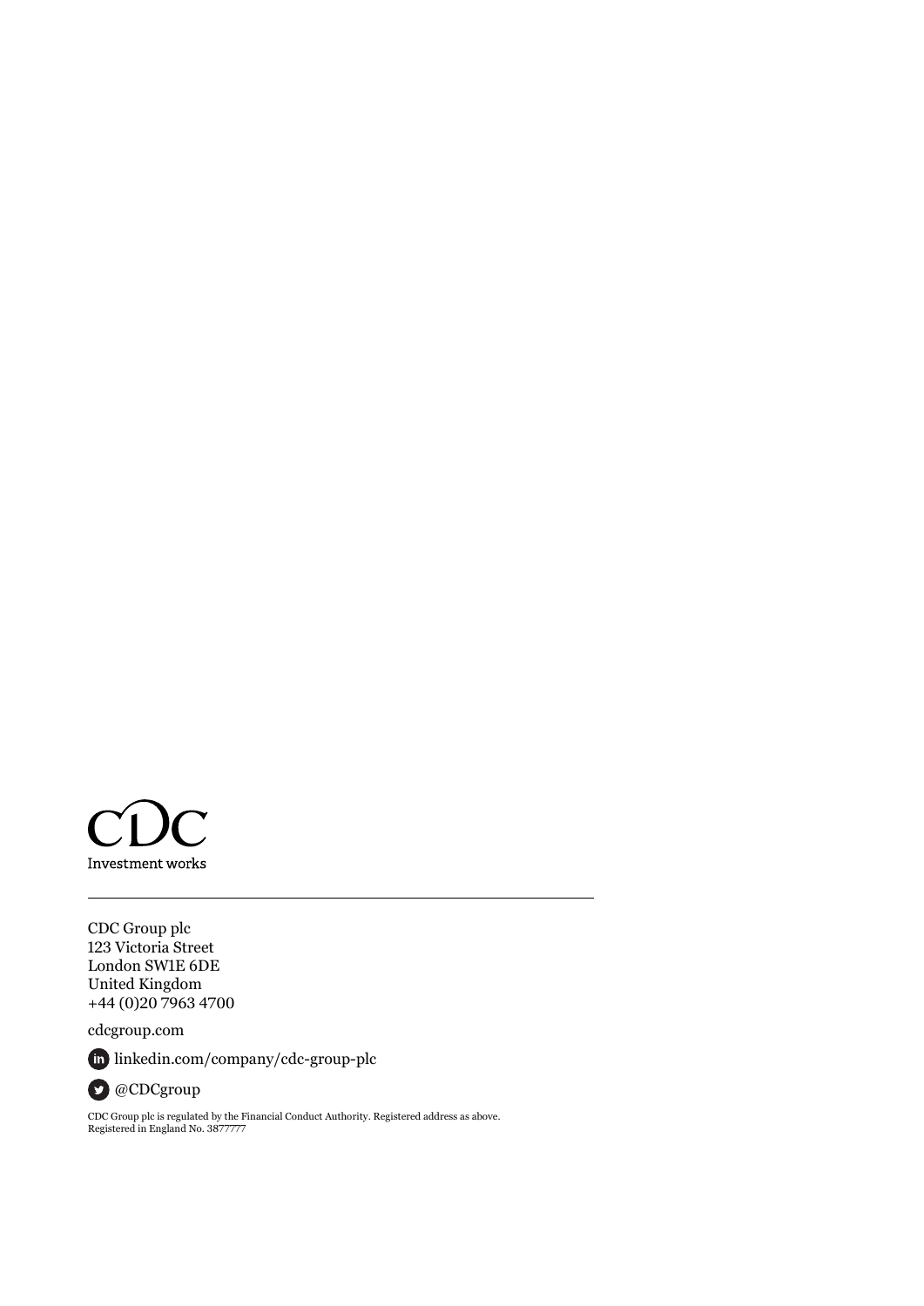CDC

Investment works

---

CDC Group plc
123 Victoria Street
London SW1E 6DE
United Kingdom
+44 (0)20 7963 4700

cdcgroup.com

linkedin.com/company/cdc-group-plc

@CDCgroup

CDC Group plc is regulated by the Financial Conduct Authority. Registered address as above.
Registered in England No. 3877777